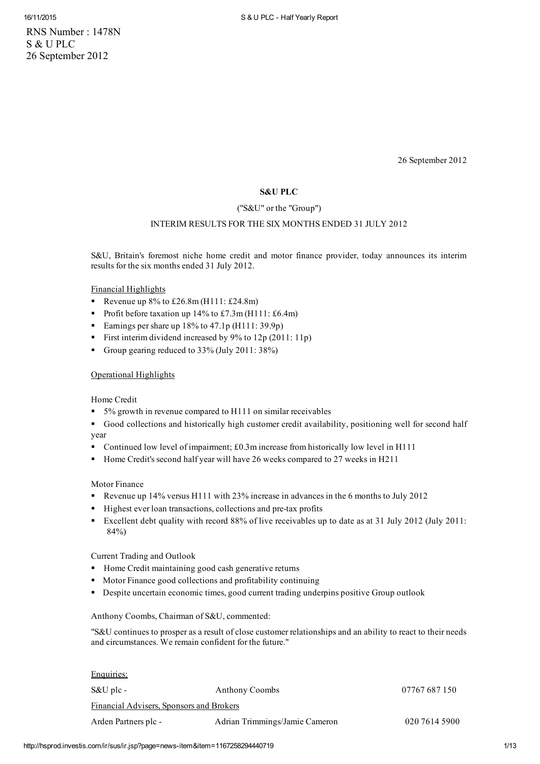RNS Number : 1478N
S & U PLC
26 September 2012

26 September 2012

**S&U PLC**

("S&U" or the "Group")

INTERIM RESULTS FOR THE SIX MONTHS ENDED 31 JULY 2012

S&U, Britain's foremost niche home credit and motor finance provider, today announces its interim results for the six months ended 31 July 2012.

Financial Highlights

- Revenue up 8% to £26.8m (H111: £24.8m)
- Profit before taxation up 14% to £7.3m (H111: £6.4m)
- Earnings per share up 18% to 47.1p (H111: 39.9p)
- First interim dividend increased by 9% to 12p (2011: 11p)
- Group gearing reduced to 33% (July 2011: 38%)

Operational Highlights

Home Credit

- 5% growth in revenue compared to H111 on similar receivables
- Good collections and historically high customer credit availability, positioning well for second half year
- Continued low level of impairment; £0.3m increase from historically low level in H111
- Home Credit's second half year will have 26 weeks compared to 27 weeks in H211

Motor Finance

- Revenue up 14% versus H111 with 23% increase in advances in the 6 months to July 2012
- Highest ever loan transactions, collections and pre-tax profits
- Excellent debt quality with record 88% of live receivables up to date as at 31 July 2012 (July 2011: 84%)

Current Trading and Outlook

- Home Credit maintaining good cash generative returns
- Motor Finance good collections and profitability continuing
- Despite uncertain economic times, good current trading underpins positive Group outlook

Anthony Coombs, Chairman of S&U, commented:

"S&U continues to prosper as a result of close customer relationships and an ability to react to their needs and circumstances. We remain confident for the future."

Enquiries:

| | | |
|---|---|---|
| S&U plc - | Anthony Coombs | 07767 687 150 |
| Financial Advisers, Sponsors and Brokers | | |
| Arden Partners plc - | Adrian Trimmings/Jamie Cameron | 020 7614 5900 |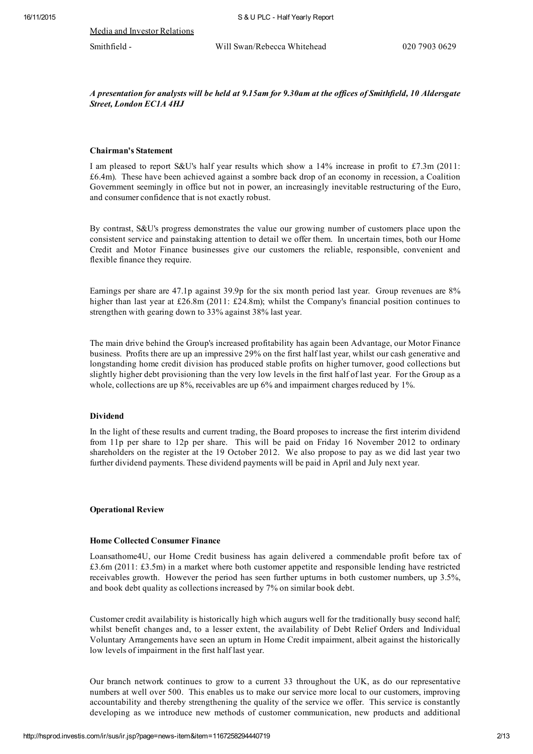Media and Investor Relations

Smithfield - Will Swan/Rebecca Whitehead 020 7903 0629

*A presentation for analysts will be held at 9.15am for 9.30am at the offices of Smithfield, 10 Aldersgate Street, London EC1A 4HJ*

**Chairman's Statement**

I am pleased to report S&U's half year results which show a 14% increase in profit to £7.3m (2011: £6.4m). These have been achieved against a sombre back drop of an economy in recession, a Coalition Government seemingly in office but not in power, an increasingly inevitable restructuring of the Euro, and consumer confidence that is not exactly robust.

By contrast, S&U's progress demonstrates the value our growing number of customers place upon the consistent service and painstaking attention to detail we offer them. In uncertain times, both our Home Credit and Motor Finance businesses give our customers the reliable, responsible, convenient and flexible finance they require.

Earnings per share are 47.1p against 39.9p for the six month period last year. Group revenues are 8% higher than last year at £26.8m (2011: £24.8m); whilst the Company's financial position continues to strengthen with gearing down to 33% against 38% last year.

The main drive behind the Group's increased profitability has again been Advantage, our Motor Finance business. Profits there are up an impressive 29% on the first half last year, whilst our cash generative and longstanding home credit division has produced stable profits on higher turnover, good collections but slightly higher debt provisioning than the very low levels in the first half of last year. For the Group as a whole, collections are up 8%, receivables are up 6% and impairment charges reduced by 1%.

**Dividend**

In the light of these results and current trading, the Board proposes to increase the first interim dividend from 11p per share to 12p per share. This will be paid on Friday 16 November 2012 to ordinary shareholders on the register at the 19 October 2012. We also propose to pay as we did last year two further dividend payments. These dividend payments will be paid in April and July next year.

**Operational Review**

**Home Collected Consumer Finance**

Loansathome4U, our Home Credit business has again delivered a commendable profit before tax of £3.6m (2011: £3.5m) in a market where both customer appetite and responsible lending have restricted receivables growth. However the period has seen further upturns in both customer numbers, up 3.5%, and book debt quality as collections increased by 7% on similar book debt.

Customer credit availability is historically high which augurs well for the traditionally busy second half; whilst benefit changes and, to a lesser extent, the availability of Debt Relief Orders and Individual Voluntary Arrangements have seen an upturn in Home Credit impairment, albeit against the historically low levels of impairment in the first half last year.

Our branch network continues to grow to a current 33 throughout the UK, as do our representative numbers at well over 500. This enables us to make our service more local to our customers, improving accountability and thereby strengthening the quality of the service we offer. This service is constantly developing as we introduce new methods of customer communication, new products and additional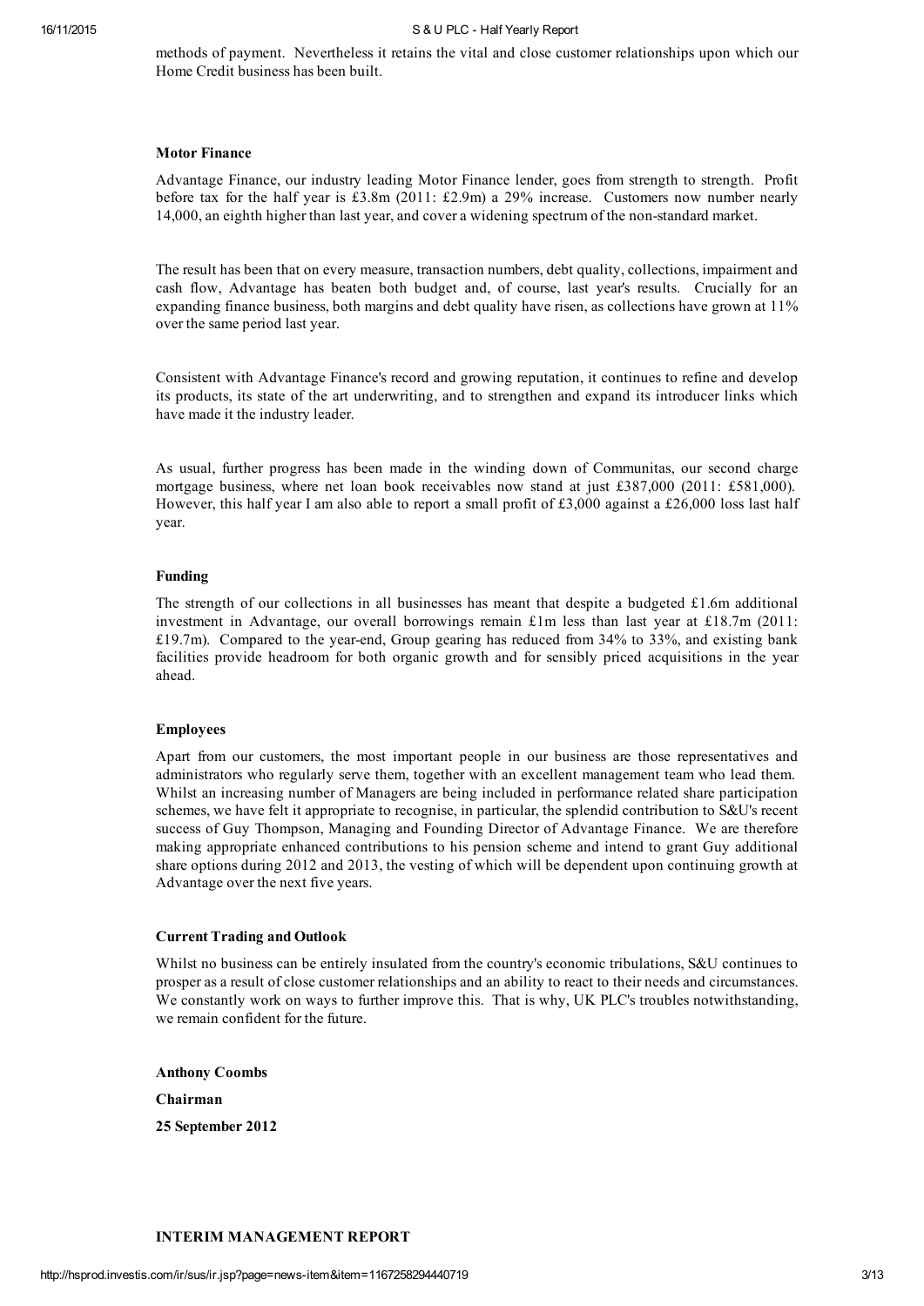methods of payment. Nevertheless it retains the vital and close customer relationships upon which our Home Credit business has been built.

### Motor Finance

Advantage Finance, our industry leading Motor Finance lender, goes from strength to strength. Profit before tax for the half year is £3.8m (2011: £2.9m) a 29% increase. Customers now number nearly 14,000, an eighth higher than last year, and cover a widening spectrum of the non-standard market.

The result has been that on every measure, transaction numbers, debt quality, collections, impairment and cash flow, Advantage has beaten both budget and, of course, last year's results. Crucially for an expanding finance business, both margins and debt quality have risen, as collections have grown at 11% over the same period last year.

Consistent with Advantage Finance's record and growing reputation, it continues to refine and develop its products, its state of the art underwriting, and to strengthen and expand its introducer links which have made it the industry leader.

As usual, further progress has been made in the winding down of Communitas, our second charge mortgage business, where net loan book receivables now stand at just £387,000 (2011: £581,000). However, this half year I am also able to report a small profit of £3,000 against a £26,000 loss last half year.

### Funding

The strength of our collections in all businesses has meant that despite a budgeted £1.6m additional investment in Advantage, our overall borrowings remain £1m less than last year at £18.7m (2011: £19.7m). Compared to the year-end, Group gearing has reduced from 34% to 33%, and existing bank facilities provide headroom for both organic growth and for sensibly priced acquisitions in the year ahead.

### Employees

Apart from our customers, the most important people in our business are those representatives and administrators who regularly serve them, together with an excellent management team who lead them. Whilst an increasing number of Managers are being included in performance related share participation schemes, we have felt it appropriate to recognise, in particular, the splendid contribution to S&U's recent success of Guy Thompson, Managing and Founding Director of Advantage Finance. We are therefore making appropriate enhanced contributions to his pension scheme and intend to grant Guy additional share options during 2012 and 2013, the vesting of which will be dependent upon continuing growth at Advantage over the next five years.

### Current Trading and Outlook

Whilst no business can be entirely insulated from the country's economic tribulations, S&U continues to prosper as a result of close customer relationships and an ability to react to their needs and circumstances. We constantly work on ways to further improve this. That is why, UK PLC's troubles notwithstanding, we remain confident for the future.

**Anthony Coombs**

**Chairman**

**25 September 2012**

## INTERIM MANAGEMENT REPORT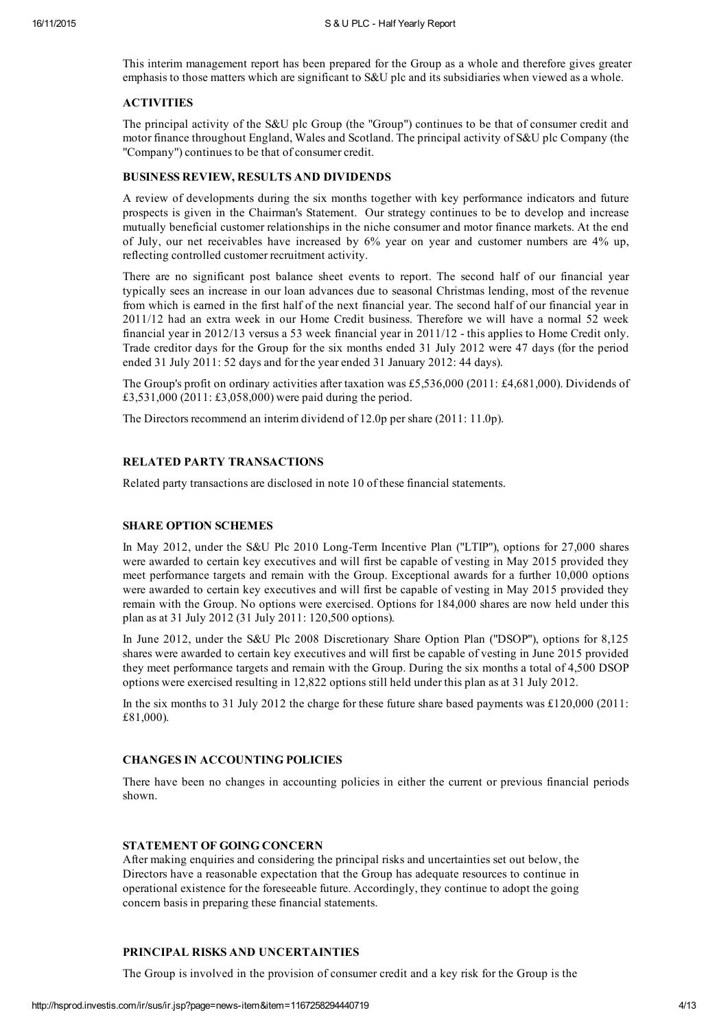This interim management report has been prepared for the Group as a whole and therefore gives greater emphasis to those matters which are significant to S&U plc and its subsidiaries when viewed as a whole.

## ACTIVITIES

The principal activity of the S&U plc Group (the "Group") continues to be that of consumer credit and motor finance throughout England, Wales and Scotland. The principal activity of S&U plc Company (the "Company") continues to be that of consumer credit.

## BUSINESS REVIEW, RESULTS AND DIVIDENDS

A review of developments during the six months together with key performance indicators and future prospects is given in the Chairman's Statement. Our strategy continues to be to develop and increase mutually beneficial customer relationships in the niche consumer and motor finance markets. At the end of July, our net receivables have increased by 6% year on year and customer numbers are 4% up, reflecting controlled customer recruitment activity.

There are no significant post balance sheet events to report. The second half of our financial year typically sees an increase in our loan advances due to seasonal Christmas lending, most of the revenue from which is earned in the first half of the next financial year. The second half of our financial year in 2011/12 had an extra week in our Home Credit business. Therefore we will have a normal 52 week financial year in 2012/13 versus a 53 week financial year in 2011/12 - this applies to Home Credit only. Trade creditor days for the Group for the six months ended 31 July 2012 were 47 days (for the period ended 31 July 2011: 52 days and for the year ended 31 January 2012: 44 days).

The Group's profit on ordinary activities after taxation was £5,536,000 (2011: £4,681,000). Dividends of £3,531,000 (2011: £3,058,000) were paid during the period.

The Directors recommend an interim dividend of 12.0p per share (2011: 11.0p).

## RELATED PARTY TRANSACTIONS

Related party transactions are disclosed in note 10 of these financial statements.

## SHARE OPTION SCHEMES

In May 2012, under the S&U Plc 2010 Long-Term Incentive Plan ("LTIP"), options for 27,000 shares were awarded to certain key executives and will first be capable of vesting in May 2015 provided they meet performance targets and remain with the Group. Exceptional awards for a further 10,000 options were awarded to certain key executives and will first be capable of vesting in May 2015 provided they remain with the Group. No options were exercised. Options for 184,000 shares are now held under this plan as at 31 July 2012 (31 July 2011: 120,500 options).

In June 2012, under the S&U Plc 2008 Discretionary Share Option Plan ("DSOP"), options for 8,125 shares were awarded to certain key executives and will first be capable of vesting in June 2015 provided they meet performance targets and remain with the Group. During the six months a total of 4,500 DSOP options were exercised resulting in 12,822 options still held under this plan as at 31 July 2012.

In the six months to 31 July 2012 the charge for these future share based payments was £120,000 (2011: £81,000).

## CHANGES IN ACCOUNTING POLICIES

There have been no changes in accounting policies in either the current or previous financial periods shown.

## STATEMENT OF GOING CONCERN

After making enquiries and considering the principal risks and uncertainties set out below, the Directors have a reasonable expectation that the Group has adequate resources to continue in operational existence for the foreseeable future. Accordingly, they continue to adopt the going concern basis in preparing these financial statements.

## PRINCIPAL RISKS AND UNCERTAINTIES

The Group is involved in the provision of consumer credit and a key risk for the Group is the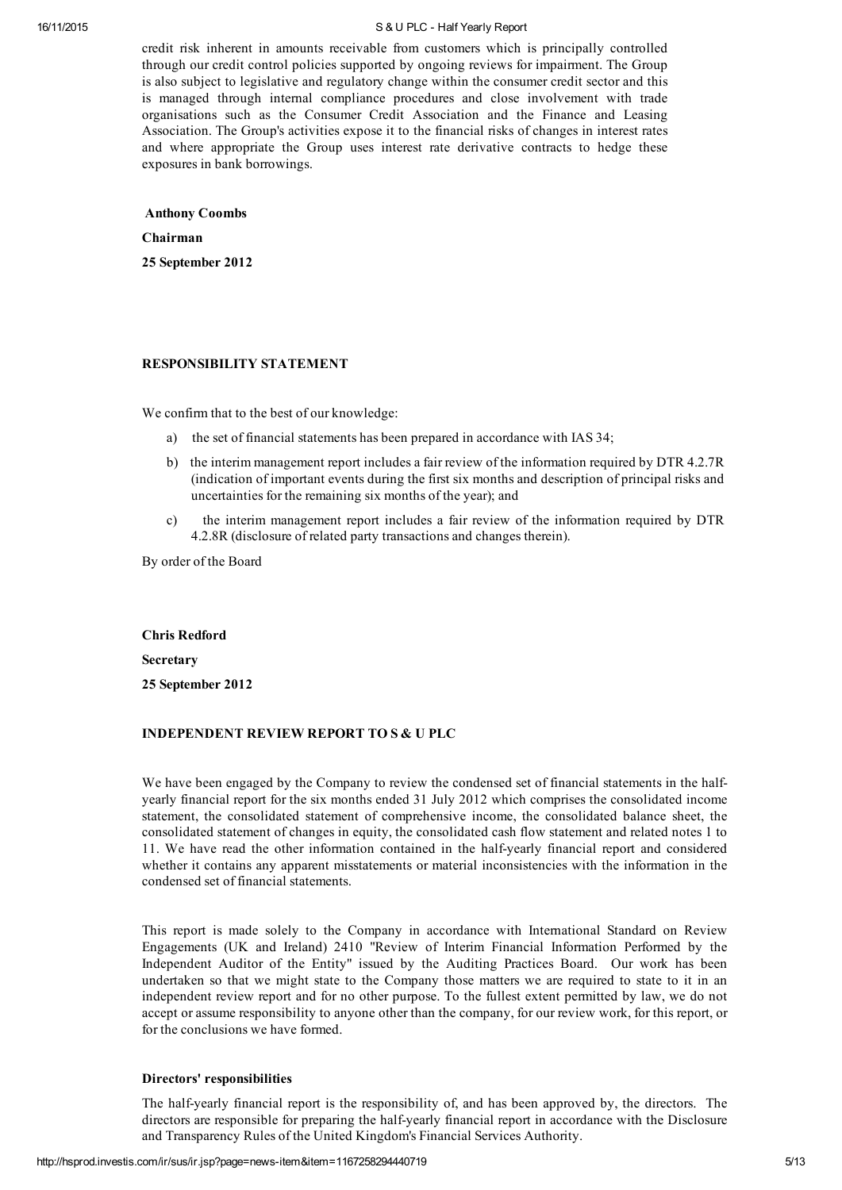credit risk inherent in amounts receivable from customers which is principally controlled through our credit control policies supported by ongoing reviews for impairment. The Group is also subject to legislative and regulatory change within the consumer credit sector and this is managed through internal compliance procedures and close involvement with trade organisations such as the Consumer Credit Association and the Finance and Leasing Association. The Group's activities expose it to the financial risks of changes in interest rates and where appropriate the Group uses interest rate derivative contracts to hedge these exposures in bank borrowings.

**Anthony Coombs**

**Chairman**

**25 September 2012**

## RESPONSIBILITY STATEMENT

We confirm that to the best of our knowledge:

a) the set of financial statements has been prepared in accordance with IAS 34;

b) the interim management report includes a fair review of the information required by DTR 4.2.7R (indication of important events during the first six months and description of principal risks and uncertainties for the remaining six months of the year); and

c) the interim management report includes a fair review of the information required by DTR 4.2.8R (disclosure of related party transactions and changes therein).

By order of the Board

**Chris Redford**

**Secretary**

**25 September 2012**

## INDEPENDENT REVIEW REPORT TO S & U PLC

We have been engaged by the Company to review the condensed set of financial statements in the half-yearly financial report for the six months ended 31 July 2012 which comprises the consolidated income statement, the consolidated statement of comprehensive income, the consolidated balance sheet, the consolidated statement of changes in equity, the consolidated cash flow statement and related notes 1 to 11. We have read the other information contained in the half-yearly financial report and considered whether it contains any apparent misstatements or material inconsistencies with the information in the condensed set of financial statements.

This report is made solely to the Company in accordance with International Standard on Review Engagements (UK and Ireland) 2410 "Review of Interim Financial Information Performed by the Independent Auditor of the Entity" issued by the Auditing Practices Board. Our work has been undertaken so that we might state to the Company those matters we are required to state to it in an independent review report and for no other purpose. To the fullest extent permitted by law, we do not accept or assume responsibility to anyone other than the company, for our review work, for this report, or for the conclusions we have formed.

### Directors' responsibilities

The half-yearly financial report is the responsibility of, and has been approved by, the directors. The directors are responsible for preparing the half-yearly financial report in accordance with the Disclosure and Transparency Rules of the United Kingdom's Financial Services Authority.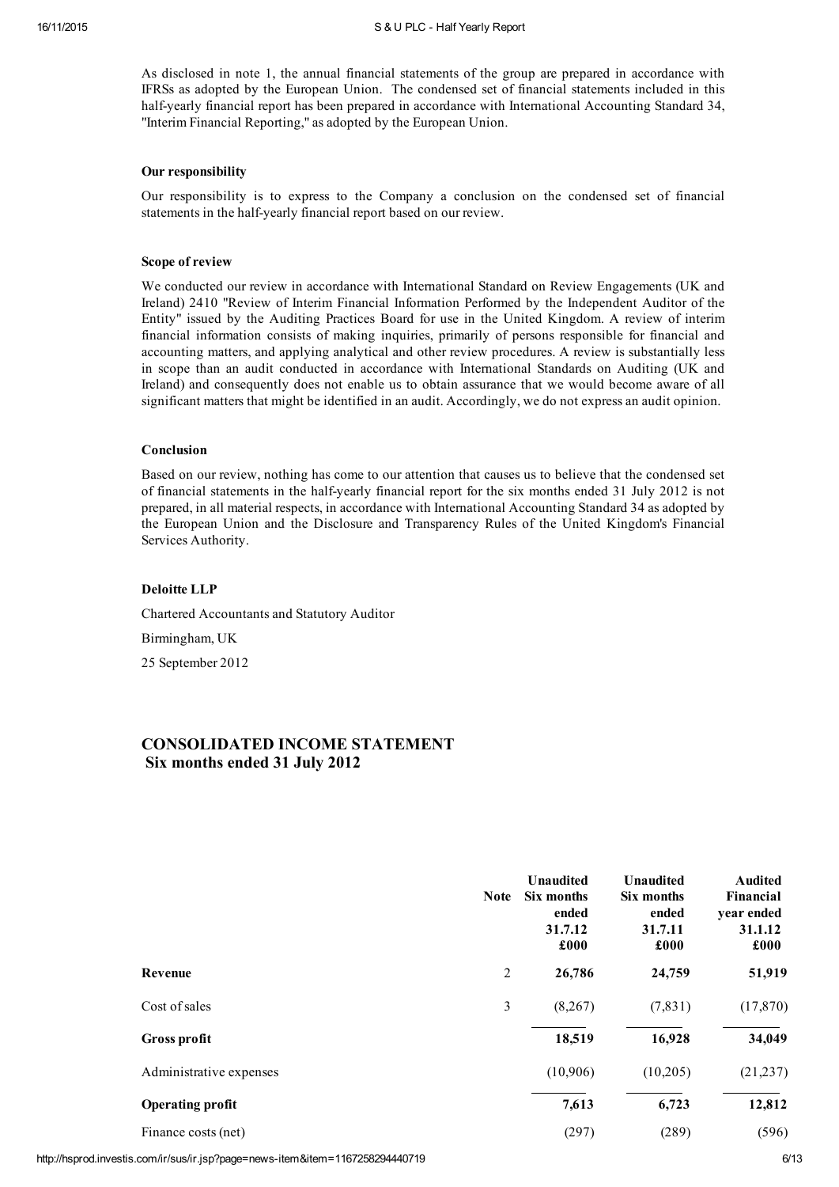As disclosed in note 1, the annual financial statements of the group are prepared in accordance with IFRSs as adopted by the European Union. The condensed set of financial statements included in this half-yearly financial report has been prepared in accordance with International Accounting Standard 34, "Interim Financial Reporting," as adopted by the European Union.

**Our responsibility**

Our responsibility is to express to the Company a conclusion on the condensed set of financial statements in the half-yearly financial report based on our review.

**Scope of review**

We conducted our review in accordance with International Standard on Review Engagements (UK and Ireland) 2410 "Review of Interim Financial Information Performed by the Independent Auditor of the Entity" issued by the Auditing Practices Board for use in the United Kingdom. A review of interim financial information consists of making inquiries, primarily of persons responsible for financial and accounting matters, and applying analytical and other review procedures. A review is substantially less in scope than an audit conducted in accordance with International Standards on Auditing (UK and Ireland) and consequently does not enable us to obtain assurance that we would become aware of all significant matters that might be identified in an audit. Accordingly, we do not express an audit opinion.

**Conclusion**

Based on our review, nothing has come to our attention that causes us to believe that the condensed set of financial statements in the half-yearly financial report for the six months ended 31 July 2012 is not prepared, in all material respects, in accordance with International Accounting Standard 34 as adopted by the European Union and the Disclosure and Transparency Rules of the United Kingdom's Financial Services Authority.

**Deloitte LLP**

Chartered Accountants and Statutory Auditor

Birmingham, UK

25 September 2012

## CONSOLIDATED INCOME STATEMENT
## Six months ended 31 July 2012

| | Note | Unaudited Six months ended 31.7.12 £000 | Unaudited Six months ended 31.7.11 £000 | Audited Financial year ended 31.1.12 £000 |
|---|---|---|---|---|
| **Revenue** | 2 | **26,786** | 24,759 | 51,919 |
| Cost of sales | 3 | (8,267) | (7,831) | (17,870) |
| **Gross profit** | | **18,519** | 16,928 | 34,049 |
| Administrative expenses | | (10,906) | (10,205) | (21,237) |
| **Operating profit** | | **7,613** | 6,723 | 12,812 |
| Finance costs (net) | | (297) | (289) | (596) |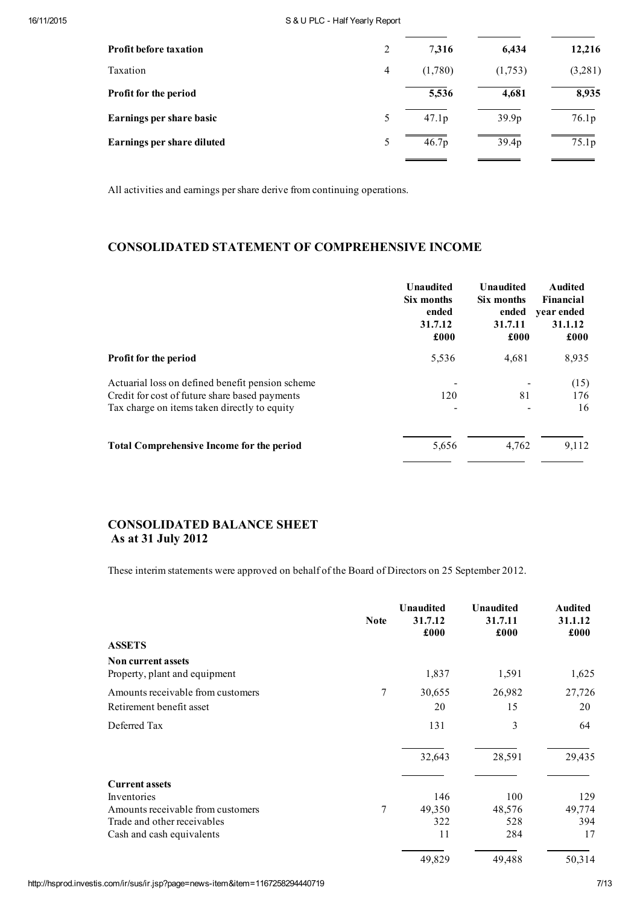| | | | | |
|---|---|---|---|---|
| **Profit before taxation** | 2 | 7,316 | 6,434 | 12,216 |
| Taxation | 4 | (1,780) | (1,753) | (3,281) |
| **Profit for the period** | | 5,536 | 4,681 | 8,935 |
| **Earnings per share basic** | 5 | 47.1p | 39.9p | 76.1p |
| **Earnings per share diluted** | 5 | 46.7p | 39.4p | 75.1p |

All activities and earnings per share derive from continuing operations.

## CONSOLIDATED STATEMENT OF COMPREHENSIVE INCOME

| | Unaudited Six months ended 31.7.12 £000 | Unaudited Six months ended 31.7.11 £000 | Audited Financial year ended 31.1.12 £000 |
|---|---|---|---|
| **Profit for the period** | 5,536 | 4,681 | 8,935 |
| Actuarial loss on defined benefit pension scheme | - | - | (15) |
| Credit for cost of future share based payments | 120 | 81 | 176 |
| Tax charge on items taken directly to equity | - | - | 16 |
| **Total Comprehensive Income for the period** | 5,656 | 4,762 | 9,112 |

## CONSOLIDATED BALANCE SHEET
## As at 31 July 2012

These interim statements were approved on behalf of the Board of Directors on 25 September 2012.

| | Note | Unaudited 31.7.12 £000 | Unaudited 31.7.11 £000 | Audited 31.1.12 £000 |
|---|---|---|---|---|
| **ASSETS** | | | | |
| **Non current assets** | | | | |
| Property, plant and equipment | | 1,837 | 1,591 | 1,625 |
| Amounts receivable from customers | 7 | 30,655 | 26,982 | 27,726 |
| Retirement benefit asset | | 20 | 15 | 20 |
| Deferred Tax | | 131 | 3 | 64 |
| | | 32,643 | 28,591 | 29,435 |
| **Current assets** | | | | |
| Inventories | | 146 | 100 | 129 |
| Amounts receivable from customers | 7 | 49,350 | 48,576 | 49,774 |
| Trade and other receivables | | 322 | 528 | 394 |
| Cash and cash equivalents | | 11 | 284 | 17 |
| | | 49,829 | 49,488 | 50,314 |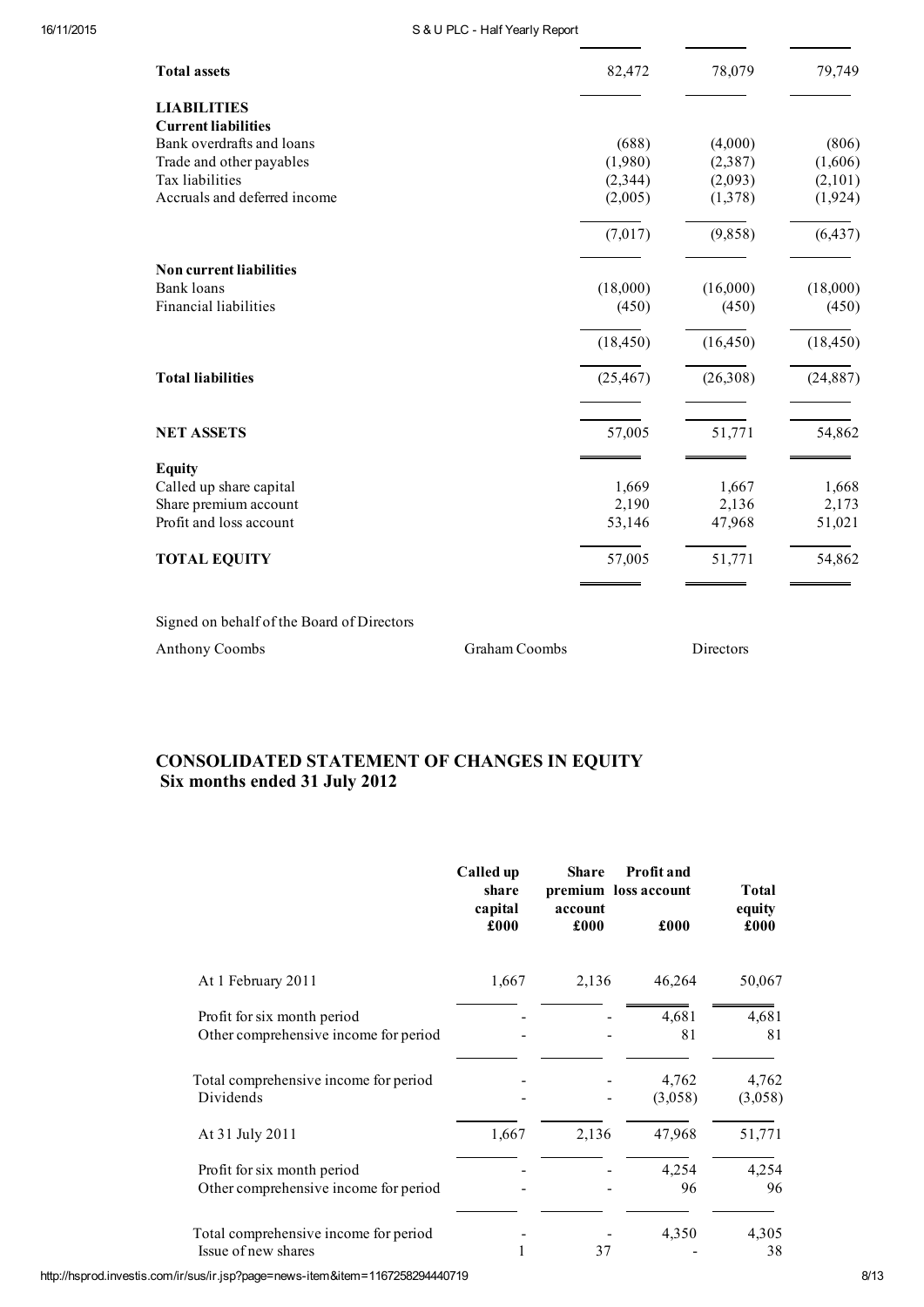| | | | |
|---|---|---|---|
| **Total assets** | 82,472 | 78,079 | 79,749 |
| **LIABILITIES** | | | |
| **Current liabilities** | | | |
| Bank overdrafts and loans | (688) | (4,000) | (806) |
| Trade and other payables | (1,980) | (2,387) | (1,606) |
| Tax liabilities | (2,344) | (2,093) | (2,101) |
| Accruals and deferred income | (2,005) | (1,378) | (1,924) |
| | (7,017) | (9,858) | (6,437) |
| **Non current liabilities** | | | |
| Bank loans | (18,000) | (16,000) | (18,000) |
| Financial liabilities | (450) | (450) | (450) |
| | (18,450) | (16,450) | (18,450) |
| **Total liabilities** | (25,467) | (26,308) | (24,887) |
| **NET ASSETS** | 57,005 | 51,771 | 54,862 |
| **Equity** | | | |
| Called up share capital | 1,669 | 1,667 | 1,668 |
| Share premium account | 2,190 | 2,136 | 2,173 |
| Profit and loss account | 53,146 | 47,968 | 51,021 |
| **TOTAL EQUITY** | 57,005 | 51,771 | 54,862 |

Signed on behalf of the Board of Directors

Anthony Coombs  Graham Coombs  Directors

## CONSOLIDATED STATEMENT OF CHANGES IN EQUITY
## Six months ended 31 July 2012

| | Called up share capital £000 | Share premium account £000 | Profit and loss account £000 | Total equity £000 |
|---|---|---|---|---|
| At 1 February 2011 | 1,667 | 2,136 | 46,264 | 50,067 |
| Profit for six month period | - | - | 4,681 | 4,681 |
| Other comprehensive income for period | - | - | 81 | 81 |
| Total comprehensive income for period | - | - | 4,762 | 4,762 |
| Dividends | - | - | (3,058) | (3,058) |
| At 31 July 2011 | 1,667 | 2,136 | 47,968 | 51,771 |
| Profit for six month period | - | - | 4,254 | 4,254 |
| Other comprehensive income for period | - | - | 96 | 96 |
| Total comprehensive income for period | - | - | 4,350 | 4,305 |
| Issue of new shares | 1 | 37 | - | 38 |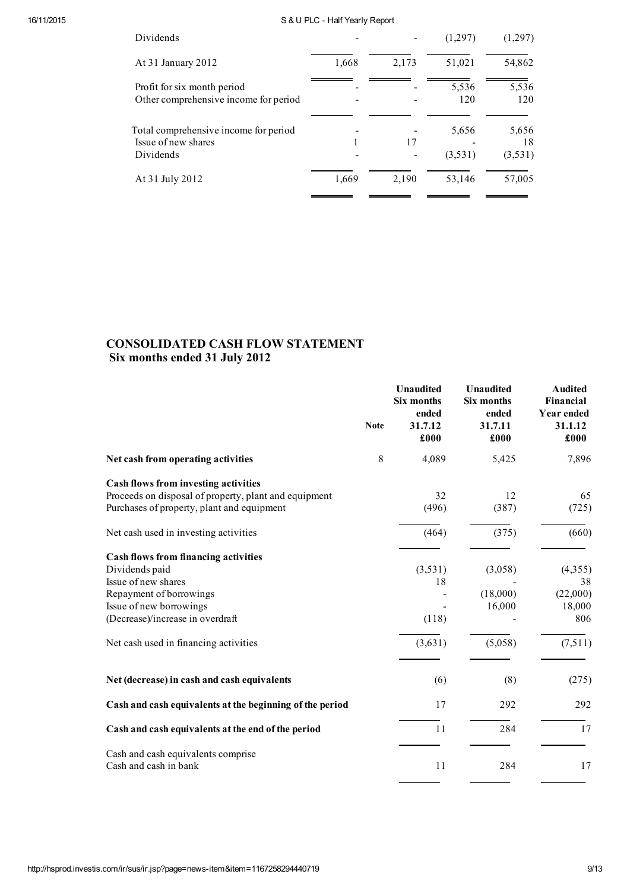| | | | | |
|---|---|---|---|---|
| Dividends | - | - | (1,297) | (1,297) |
| At 31 January 2012 | 1,668 | 2,173 | 51,021 | 54,862 |
| Profit for six month period | - | - | 5,536 | 5,536 |
| Other comprehensive income for period | - | - | 120 | 120 |
| Total comprehensive income for period | - | - | 5,656 | 5,656 |
| Issue of new shares | 1 | 17 | - | 18 |
| Dividends | - | - | (3,531) | (3,531) |
| At 31 July 2012 | 1,669 | 2,190 | 53,146 | 57,005 |

## CONSOLIDATED CASH FLOW STATEMENT
### Six months ended 31 July 2012

| | Note | Unaudited Six months ended 31.7.12 £000 | Unaudited Six months ended 31.7.11 £000 | Audited Financial Year ended 31.1.12 £000 |
|---|---|---|---|---|
| **Net cash from operating activities** | 8 | 4,089 | 5,425 | 7,896 |
| **Cash flows from investing activities** | | | | |
| Proceeds on disposal of property, plant and equipment | | 32 | 12 | 65 |
| Purchases of property, plant and equipment | | (496) | (387) | (725) |
| Net cash used in investing activities | | (464) | (375) | (660) |
| **Cash flows from financing activities** | | | | |
| Dividends paid | | (3,531) | (3,058) | (4,355) |
| Issue of new shares | | 18 | - | 38 |
| Repayment of borrowings | | - | (18,000) | (22,000) |
| Issue of new borrowings | | - | 16,000 | 18,000 |
| (Decrease)/increase in overdraft | | (118) | - | 806 |
| Net cash used in financing activities | | (3,631) | (5,058) | (7,511) |
| **Net (decrease) in cash and cash equivalents** | | (6) | (8) | (275) |
| **Cash and cash equivalents at the beginning of the period** | | 17 | 292 | 292 |
| **Cash and cash equivalents at the end of the period** | | 11 | 284 | 17 |
| Cash and cash equivalents comprise | | | | |
| Cash and cash in bank | | 11 | 284 | 17 |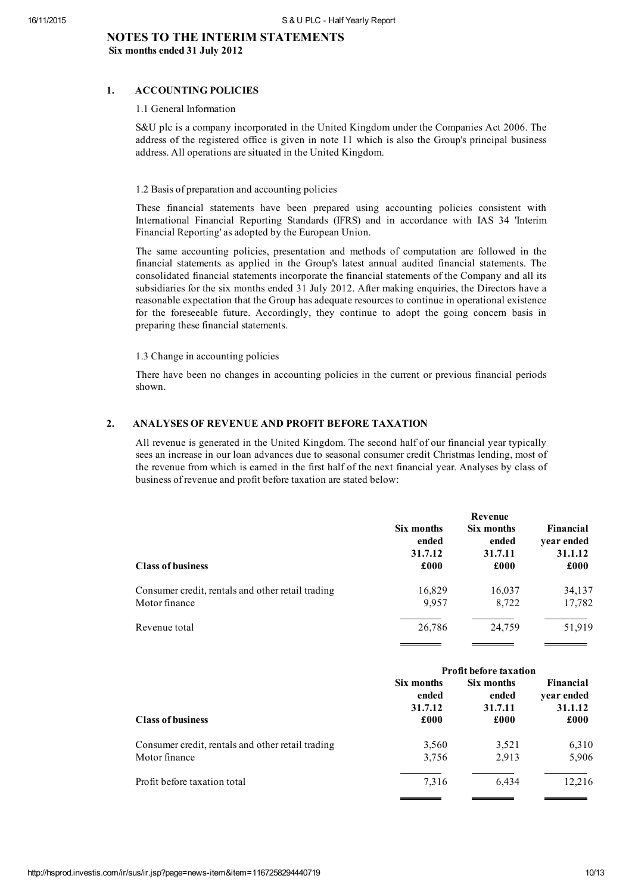# NOTES TO THE INTERIM STATEMENTS

**Six months ended 31 July 2012**

## 1. ACCOUNTING POLICIES

### 1.1 General Information

S&U plc is a company incorporated in the United Kingdom under the Companies Act 2006. The address of the registered office is given in note 11 which is also the Group's principal business address. All operations are situated in the United Kingdom.

### 1.2 Basis of preparation and accounting policies

These financial statements have been prepared using accounting policies consistent with International Financial Reporting Standards (IFRS) and in accordance with IAS 34 'Interim Financial Reporting' as adopted by the European Union.

The same accounting policies, presentation and methods of computation are followed in the financial statements as applied in the Group's latest annual audited financial statements. The consolidated financial statements incorporate the financial statements of the Company and all its subsidiaries for the six months ended 31 July 2012. After making enquiries, the Directors have a reasonable expectation that the Group has adequate resources to continue in operational existence for the foreseeable future. Accordingly, they continue to adopt the going concern basis in preparing these financial statements.

### 1.3 Change in accounting policies

There have been no changes in accounting policies in the current or previous financial periods shown.

## 2. ANALYSES OF REVENUE AND PROFIT BEFORE TAXATION

All revenue is generated in the United Kingdom. The second half of our financial year typically sees an increase in our loan advances due to seasonal consumer credit Christmas lending, most of the revenue from which is earned in the first half of the next financial year. Analyses by class of business of revenue and profit before taxation are stated below:

| | Revenue | | |
|---|---|---|---|
| **Class of business** | **Six months ended 31.7.12 £000** | **Six months ended 31.7.11 £000** | **Financial year ended 31.1.12 £000** |
| Consumer credit, rentals and other retail trading | 16,829 | 16,037 | 34,137 |
| Motor finance | 9,957 | 8,722 | 17,782 |
| Revenue total | 26,786 | 24,759 | 51,919 |

| | Profit before taxation | | |
|---|---|---|---|
| **Class of business** | **Six months ended 31.7.12 £000** | **Six months ended 31.7.11 £000** | **Financial year ended 31.1.12 £000** |
| Consumer credit, rentals and other retail trading | 3,560 | 3,521 | 6,310 |
| Motor finance | 3,756 | 2,913 | 5,906 |
| Profit before taxation total | 7,316 | 6,434 | 12,216 |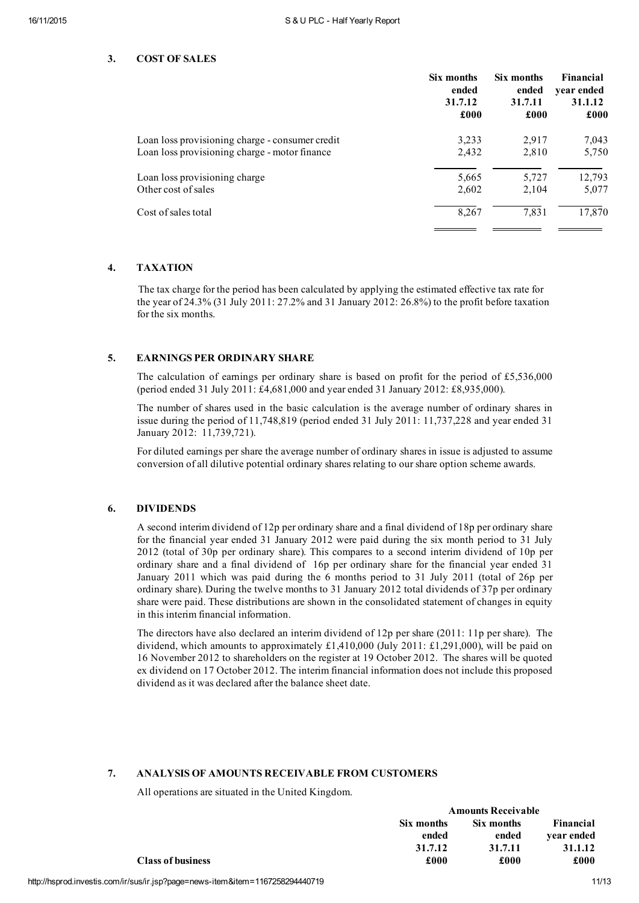## 3. COST OF SALES

| | Six months ended 31.7.12 £000 | Six months ended 31.7.11 £000 | Financial year ended 31.1.12 £000 |
|---|---|---|---|
| Loan loss provisioning charge - consumer credit | 3,233 | 2,917 | 7,043 |
| Loan loss provisioning charge - motor finance | 2,432 | 2,810 | 5,750 |
| Loan loss provisioning charge | 5,665 | 5,727 | 12,793 |
| Other cost of sales | 2,602 | 2,104 | 5,077 |
| Cost of sales total | 8,267 | 7,831 | 17,870 |

## 4. TAXATION

The tax charge for the period has been calculated by applying the estimated effective tax rate for the year of 24.3% (31 July 2011: 27.2% and 31 January 2012: 26.8%) to the profit before taxation for the six months.

## 5. EARNINGS PER ORDINARY SHARE

The calculation of earnings per ordinary share is based on profit for the period of £5,536,000 (period ended 31 July 2011: £4,681,000 and year ended 31 January 2012: £8,935,000).

The number of shares used in the basic calculation is the average number of ordinary shares in issue during the period of 11,748,819 (period ended 31 July 2011: 11,737,228 and year ended 31 January 2012: 11,739,721).

For diluted earnings per share the average number of ordinary shares in issue is adjusted to assume conversion of all dilutive potential ordinary shares relating to our share option scheme awards.

## 6. DIVIDENDS

A second interim dividend of 12p per ordinary share and a final dividend of 18p per ordinary share for the financial year ended 31 January 2012 were paid during the six month period to 31 July 2012 (total of 30p per ordinary share). This compares to a second interim dividend of 10p per ordinary share and a final dividend of 16p per ordinary share for the financial year ended 31 January 2011 which was paid during the 6 months period to 31 July 2011 (total of 26p per ordinary share). During the twelve months to 31 January 2012 total dividends of 37p per ordinary share were paid. These distributions are shown in the consolidated statement of changes in equity in this interim financial information.

The directors have also declared an interim dividend of 12p per share (2011: 11p per share). The dividend, which amounts to approximately £1,410,000 (July 2011: £1,291,000), will be paid on 16 November 2012 to shareholders on the register at 19 October 2012. The shares will be quoted ex dividend on 17 October 2012. The interim financial information does not include this proposed dividend as it was declared after the balance sheet date.

## 7. ANALYSIS OF AMOUNTS RECEIVABLE FROM CUSTOMERS

All operations are situated in the United Kingdom.

| | Amounts Receivable | | |
|---|---|---|---|
| | Six months ended 31.7.12 | Six months ended 31.7.11 | Financial year ended 31.1.12 |
| **Class of business** | £000 | £000 | £000 |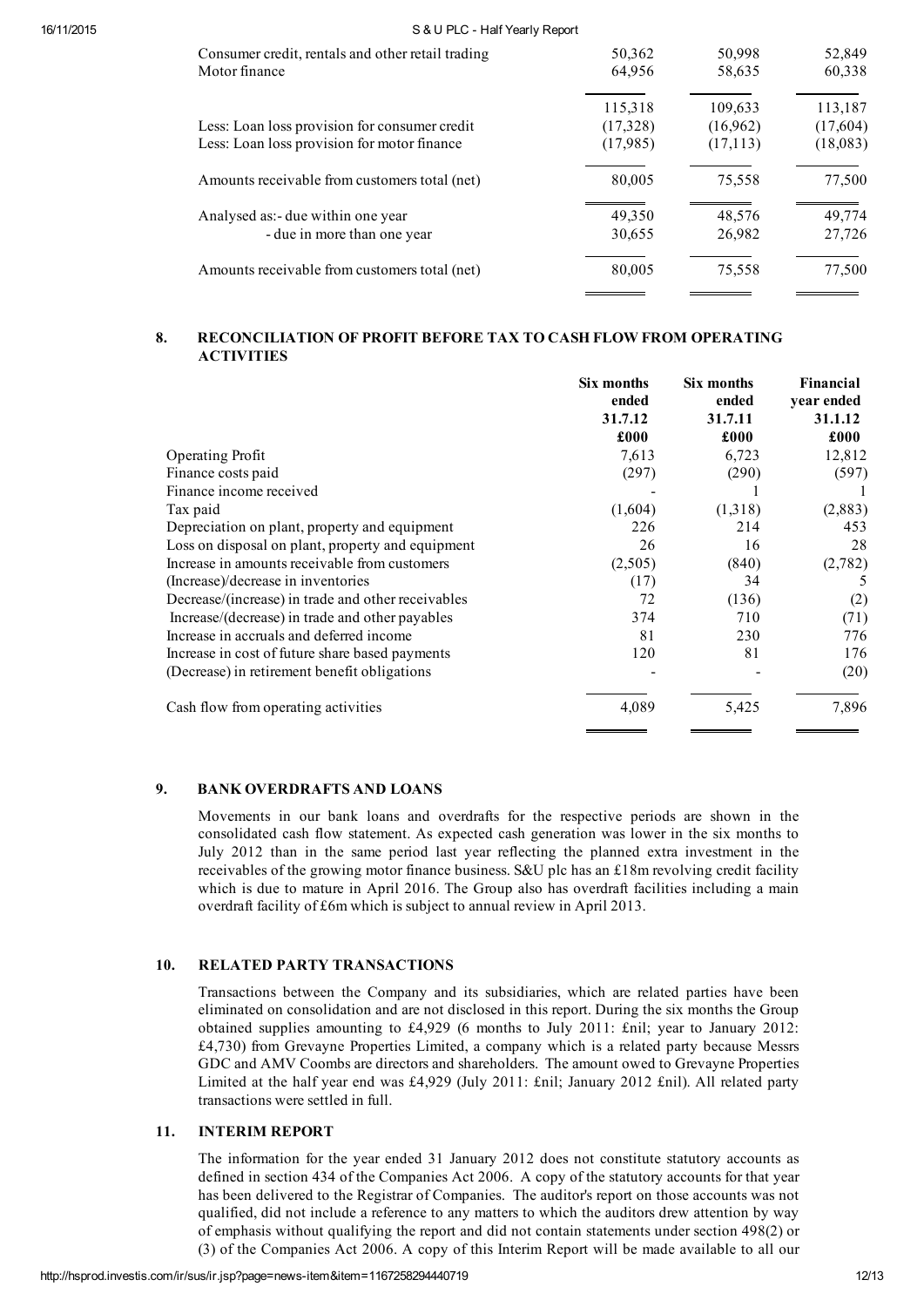| | | | |
|---|---|---|---|
| Consumer credit, rentals and other retail trading | 50,362 | 50,998 | 52,849 |
| Motor finance | 64,956 | 58,635 | 60,338 |
| | 115,318 | 109,633 | 113,187 |
| Less: Loan loss provision for consumer credit | (17,328) | (16,962) | (17,604) |
| Less: Loan loss provision for motor finance | (17,985) | (17,113) | (18,083) |
| Amounts receivable from customers total (net) | 80,005 | 75,558 | 77,500 |
| Analysed as:- due within one year | 49,350 | 48,576 | 49,774 |
| - due in more than one year | 30,655 | 26,982 | 27,726 |
| Amounts receivable from customers total (net) | 80,005 | 75,558 | 77,500 |

## 8. RECONCILIATION OF PROFIT BEFORE TAX TO CASH FLOW FROM OPERATING ACTIVITIES

| | Six months ended 31.7.12 £000 | Six months ended 31.7.11 £000 | Financial year ended 31.1.12 £000 |
|---|---|---|---|
| Operating Profit | 7,613 | 6,723 | 12,812 |
| Finance costs paid | (297) | (290) | (597) |
| Finance income received | - | 1 | 1 |
| Tax paid | (1,604) | (1,318) | (2,883) |
| Depreciation on plant, property and equipment | 226 | 214 | 453 |
| Loss on disposal on plant, property and equipment | 26 | 16 | 28 |
| Increase in amounts receivable from customers | (2,505) | (840) | (2,782) |
| (Increase)/decrease in inventories | (17) | 34 | 5 |
| Decrease/(increase) in trade and other receivables | 72 | (136) | (2) |
| Increase/(decrease) in trade and other payables | 374 | 710 | (71) |
| Increase in accruals and deferred income | 81 | 230 | 776 |
| Increase in cost of future share based payments | 120 | 81 | 176 |
| (Decrease) in retirement benefit obligations | - | - | (20) |
| Cash flow from operating activities | 4,089 | 5,425 | 7,896 |

## 9. BANK OVERDRAFTS AND LOANS

Movements in our bank loans and overdrafts for the respective periods are shown in the consolidated cash flow statement. As expected cash generation was lower in the six months to July 2012 than in the same period last year reflecting the planned extra investment in the receivables of the growing motor finance business. S&U plc has an £18m revolving credit facility which is due to mature in April 2016. The Group also has overdraft facilities including a main overdraft facility of £6m which is subject to annual review in April 2013.

## 10. RELATED PARTY TRANSACTIONS

Transactions between the Company and its subsidiaries, which are related parties have been eliminated on consolidation and are not disclosed in this report. During the six months the Group obtained supplies amounting to £4,929 (6 months to July 2011: £nil; year to January 2012: £4,730) from Grevayne Properties Limited, a company which is a related party because Messrs GDC and AMV Coombs are directors and shareholders. The amount owed to Grevayne Properties Limited at the half year end was £4,929 (July 2011: £nil; January 2012 £nil). All related party transactions were settled in full.

## 11. INTERIM REPORT

The information for the year ended 31 January 2012 does not constitute statutory accounts as defined in section 434 of the Companies Act 2006. A copy of the statutory accounts for that year has been delivered to the Registrar of Companies. The auditor's report on those accounts was not qualified, did not include a reference to any matters to which the auditors drew attention by way of emphasis without qualifying the report and did not contain statements under section 498(2) or (3) of the Companies Act 2006. A copy of this Interim Report will be made available to all our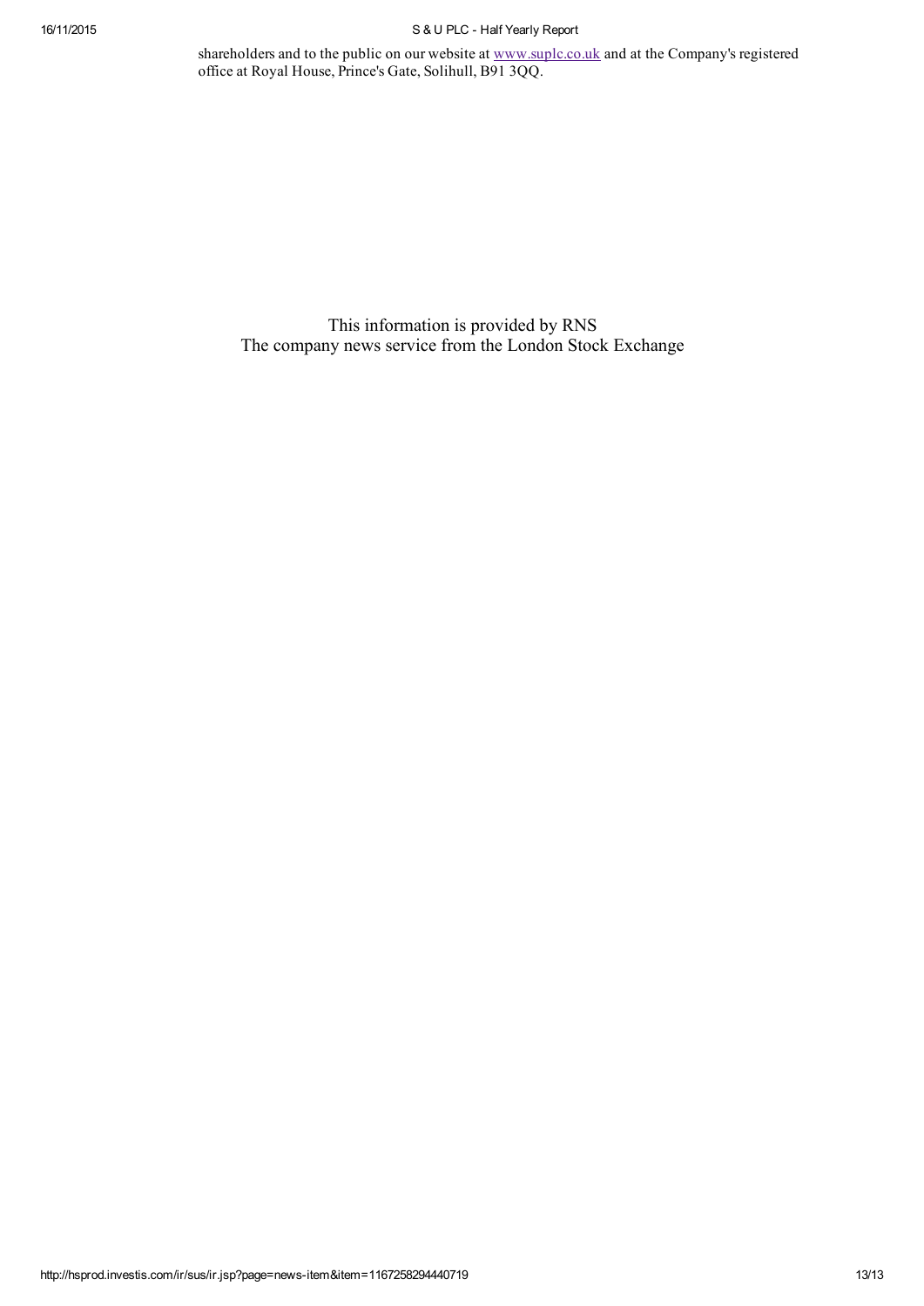shareholders and to the public on our website at www.suplc.co.uk and at the Company's registered office at Royal House, Prince's Gate, Solihull, B91 3QQ.

This information is provided by RNS
The company news service from the London Stock Exchange